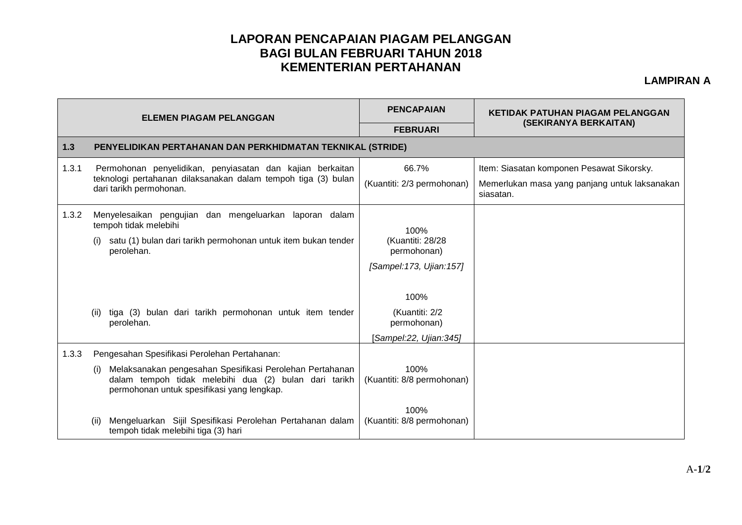# LAPORAN PENCAPAIAN PIAGAM PELANGGAN
# BAGI BULAN FEBRUARI TAHUN 2018
# KEMENTERIAN PERTAHANAN

**LAMPIRAN A**

| ELEMEN PIAGAM PELANGGAN | | PENCAPAIAN | KETIDAK PATUHAN PIAGAM PELANGGAN (SEKIRANYA BERKAITAN) |
|---|---|---|---|
| | | FEBRUARI | |
| **1.3** | **PENYELIDIKAN PERTAHANAN DAN PERKHIDMATAN TEKNIKAL (STRIDE)** | | |
| 1.3.1 | Permohonan penyelidikan, penyiasatan dan kajian berkaitan teknologi pertahanan dilaksanakan dalam tempoh tiga (3) bulan dari tarikh permohonan. | 66.7% (Kuantiti: 2/3 permohonan) | Item: Siasatan komponen Pesawat Sikorsky. Memerlukan masa yang panjang untuk laksanakan siasatan. |
| 1.3.2 | Menyelesaikan pengujian dan mengeluarkan laporan dalam tempoh tidak melebihi | | |
| | (i) satu (1) bulan dari tarikh permohonan untuk item bukan tender perolehan. | 100% (Kuantiti: 28/28 permohonan) *[Sampel:173, Ujian:157]* | |
| | (ii) tiga (3) bulan dari tarikh permohonan untuk item tender perolehan. | 100% (Kuantiti: 2/2 permohonan) [*Sampel:22, Ujian:345]* | |
| 1.3.3 | Pengesahan Spesifikasi Perolehan Pertahanan: | | |
| | (i) Melaksanakan pengesahan Spesifikasi Perolehan Pertahanan dalam tempoh tidak melebihi dua (2) bulan dari tarikh permohonan untuk spesifikasi yang lengkap. | 100% (Kuantiti: 8/8 permohonan) | |
| | (ii) Mengeluarkan Sijil Spesifikasi Perolehan Pertahanan dalam tempoh tidak melebihi tiga (3) hari | 100% (Kuantiti: 8/8 permohonan) | |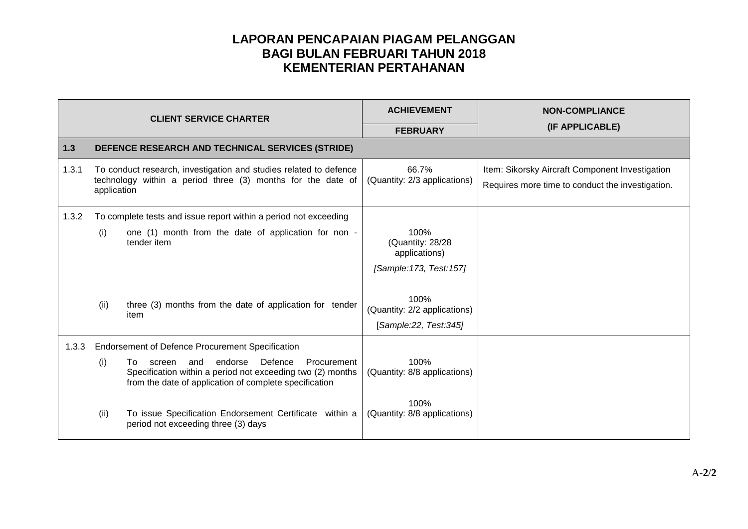# LAPORAN PENCAPAIAN PIAGAM PELANGGAN
# BAGI BULAN FEBRUARI TAHUN 2018
# KEMENTERIAN PERTAHANAN

| CLIENT SERVICE CHARTER | | | ACHIEVEMENT | NON-COMPLIANCE |
|---|---|---|---|---|
| | | | FEBRUARY | (IF APPLICABLE) |
| **1.3** | **DEFENCE RESEARCH AND TECHNICAL SERVICES (STRIDE)** | | | |
| 1.3.1 | To conduct research, investigation and studies related to defence technology within a period three (3) months for the date of application | | 66.7% (Quantity: 2/3 applications) | Item: Sikorsky Aircraft Component Investigation<br>Requires more time to conduct the investigation. |
| 1.3.2 | To complete tests and issue report within a period not exceeding | | | |
| | (i) | one (1) month from the date of application for non - tender item | 100% (Quantity: 28/28 applications)<br>*[Sample:173, Test:157]* | |
| | (ii) | three (3) months from the date of application for tender item | 100% (Quantity: 2/2 applications)<br>[*Sample:22, Test:345]* | |
| 1.3.3 | Endorsement of Defence Procurement Specification | | | |
| | (i) | To screen and endorse Defence Procurement Specification within a period not exceeding two (2) months from the date of application of complete specification | 100% (Quantity: 8/8 applications) | |
| | (ii) | To issue Specification Endorsement Certificate within a period not exceeding three (3) days | 100% (Quantity: 8/8 applications) | |